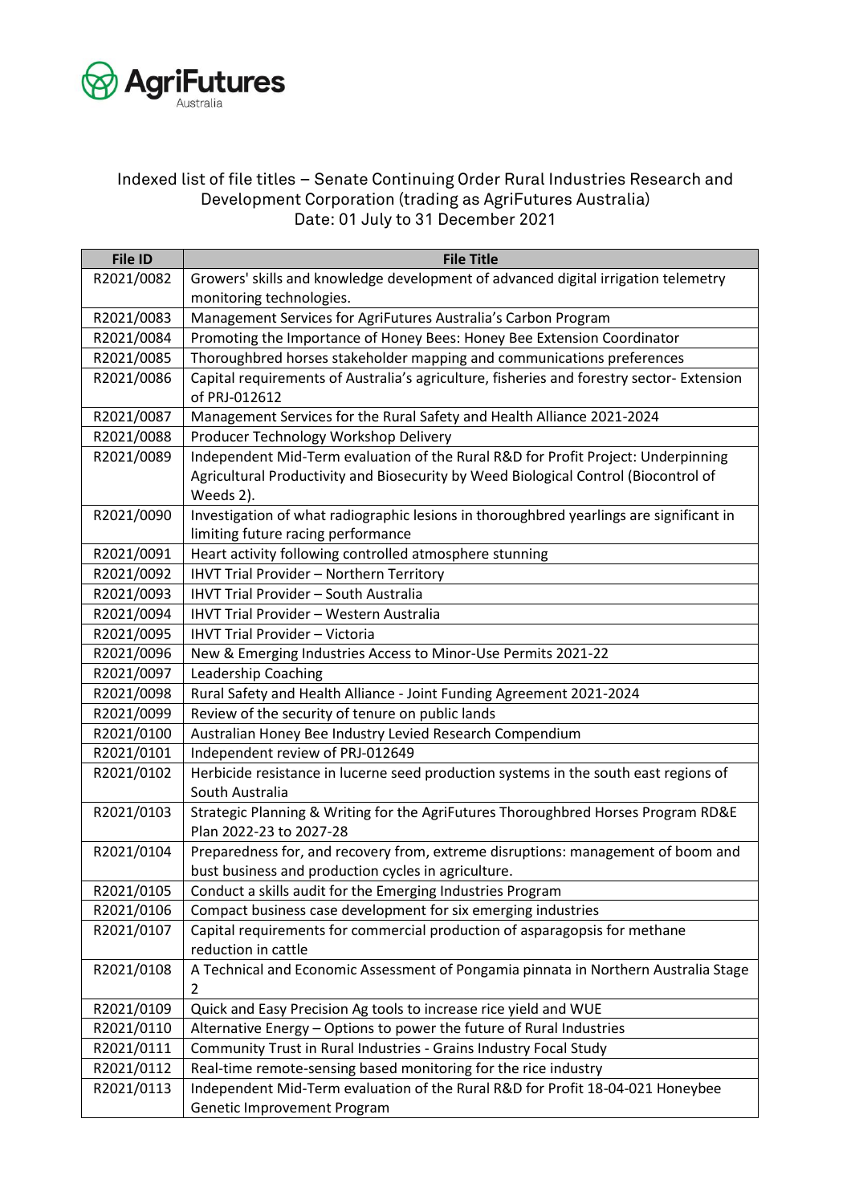AgriFutures Australia

## Indexed list of file titles – Senate Continuing Order Rural Industries Research and Development Corporation (trading as AgriFutures Australia)
## Date: 01 July to 31 December 2021

| File ID | File Title |
|---|---|
| R2021/0082 | Growers' skills and knowledge development of advanced digital irrigation telemetry monitoring technologies. |
| R2021/0083 | Management Services for AgriFutures Australia's Carbon Program |
| R2021/0084 | Promoting the Importance of Honey Bees: Honey Bee Extension Coordinator |
| R2021/0085 | Thoroughbred horses stakeholder mapping and communications preferences |
| R2021/0086 | Capital requirements of Australia's agriculture, fisheries and forestry sector- Extension of PRJ-012612 |
| R2021/0087 | Management Services for the Rural Safety and Health Alliance 2021-2024 |
| R2021/0088 | Producer Technology Workshop Delivery |
| R2021/0089 | Independent Mid-Term evaluation of the Rural R&D for Profit Project: Underpinning Agricultural Productivity and Biosecurity by Weed Biological Control (Biocontrol of Weeds 2). |
| R2021/0090 | Investigation of what radiographic lesions in thoroughbred yearlings are significant in limiting future racing performance |
| R2021/0091 | Heart activity following controlled atmosphere stunning |
| R2021/0092 | IHVT Trial Provider – Northern Territory |
| R2021/0093 | IHVT Trial Provider – South Australia |
| R2021/0094 | IHVT Trial Provider – Western Australia |
| R2021/0095 | IHVT Trial Provider – Victoria |
| R2021/0096 | New & Emerging Industries Access to Minor-Use Permits 2021-22 |
| R2021/0097 | Leadership Coaching |
| R2021/0098 | Rural Safety and Health Alliance - Joint Funding Agreement 2021-2024 |
| R2021/0099 | Review of the security of tenure on public lands |
| R2021/0100 | Australian Honey Bee Industry Levied Research Compendium |
| R2021/0101 | Independent review of PRJ-012649 |
| R2021/0102 | Herbicide resistance in lucerne seed production systems in the south east regions of South Australia |
| R2021/0103 | Strategic Planning & Writing for the AgriFutures Thoroughbred Horses Program RD&E Plan 2022-23 to 2027-28 |
| R2021/0104 | Preparedness for, and recovery from, extreme disruptions: management of boom and bust business and production cycles in agriculture. |
| R2021/0105 | Conduct a skills audit for the Emerging Industries Program |
| R2021/0106 | Compact business case development for six emerging industries |
| R2021/0107 | Capital requirements for commercial production of asparagopsis for methane reduction in cattle |
| R2021/0108 | A Technical and Economic Assessment of Pongamia pinnata in Northern Australia Stage 2 |
| R2021/0109 | Quick and Easy Precision Ag tools to increase rice yield and WUE |
| R2021/0110 | Alternative Energy – Options to power the future of Rural Industries |
| R2021/0111 | Community Trust in Rural Industries - Grains Industry Focal Study |
| R2021/0112 | Real-time remote-sensing based monitoring for the rice industry |
| R2021/0113 | Independent Mid-Term evaluation of the Rural R&D for Profit 18-04-021 Honeybee Genetic Improvement Program |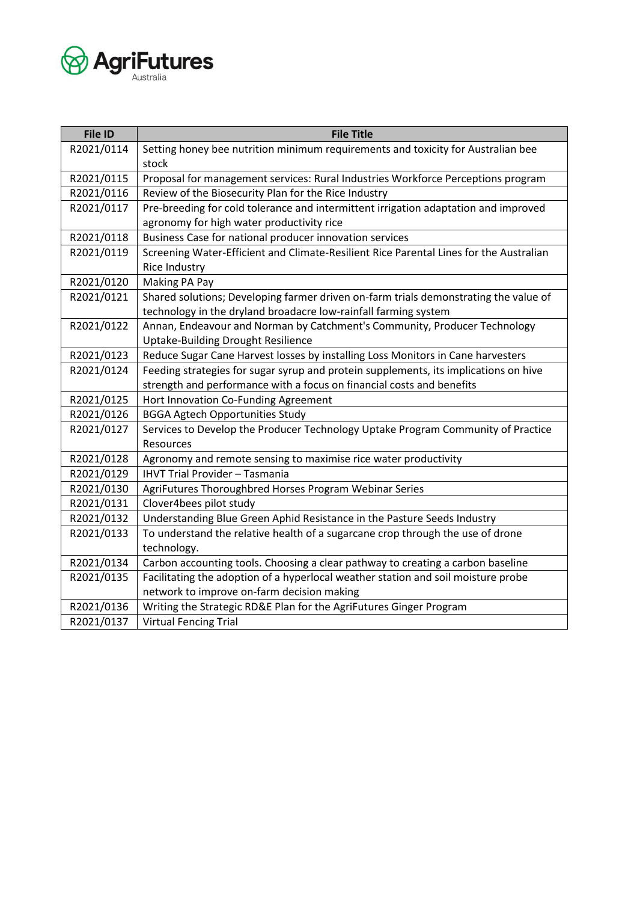| File ID | File Title |
|---|---|
| R2021/0114 | Setting honey bee nutrition minimum requirements and toxicity for Australian bee stock |
| R2021/0115 | Proposal for management services: Rural Industries Workforce Perceptions program |
| R2021/0116 | Review of the Biosecurity Plan for the Rice Industry |
| R2021/0117 | Pre-breeding for cold tolerance and intermittent irrigation adaptation and improved agronomy for high water productivity rice |
| R2021/0118 | Business Case for national producer innovation services |
| R2021/0119 | Screening Water-Efficient and Climate-Resilient Rice Parental Lines for the Australian Rice Industry |
| R2021/0120 | Making PA Pay |
| R2021/0121 | Shared solutions; Developing farmer driven on-farm trials demonstrating the value of technology in the dryland broadacre low-rainfall farming system |
| R2021/0122 | Annan, Endeavour and Norman by Catchment's Community, Producer Technology Uptake-Building Drought Resilience |
| R2021/0123 | Reduce Sugar Cane Harvest losses by installing Loss Monitors in Cane harvesters |
| R2021/0124 | Feeding strategies for sugar syrup and protein supplements, its implications on hive strength and performance with a focus on financial costs and benefits |
| R2021/0125 | Hort Innovation Co-Funding Agreement |
| R2021/0126 | BGGA Agtech Opportunities Study |
| R2021/0127 | Services to Develop the Producer Technology Uptake Program Community of Practice Resources |
| R2021/0128 | Agronomy and remote sensing to maximise rice water productivity |
| R2021/0129 | IHVT Trial Provider – Tasmania |
| R2021/0130 | AgriFutures Thoroughbred Horses Program Webinar Series |
| R2021/0131 | Clover4bees pilot study |
| R2021/0132 | Understanding Blue Green Aphid Resistance in the Pasture Seeds Industry |
| R2021/0133 | To understand the relative health of a sugarcane crop through the use of drone technology. |
| R2021/0134 | Carbon accounting tools. Choosing a clear pathway to creating a carbon baseline |
| R2021/0135 | Facilitating the adoption of a hyperlocal weather station and soil moisture probe network to improve on-farm decision making |
| R2021/0136 | Writing the Strategic RD&E Plan for the AgriFutures Ginger Program |
| R2021/0137 | Virtual Fencing Trial |